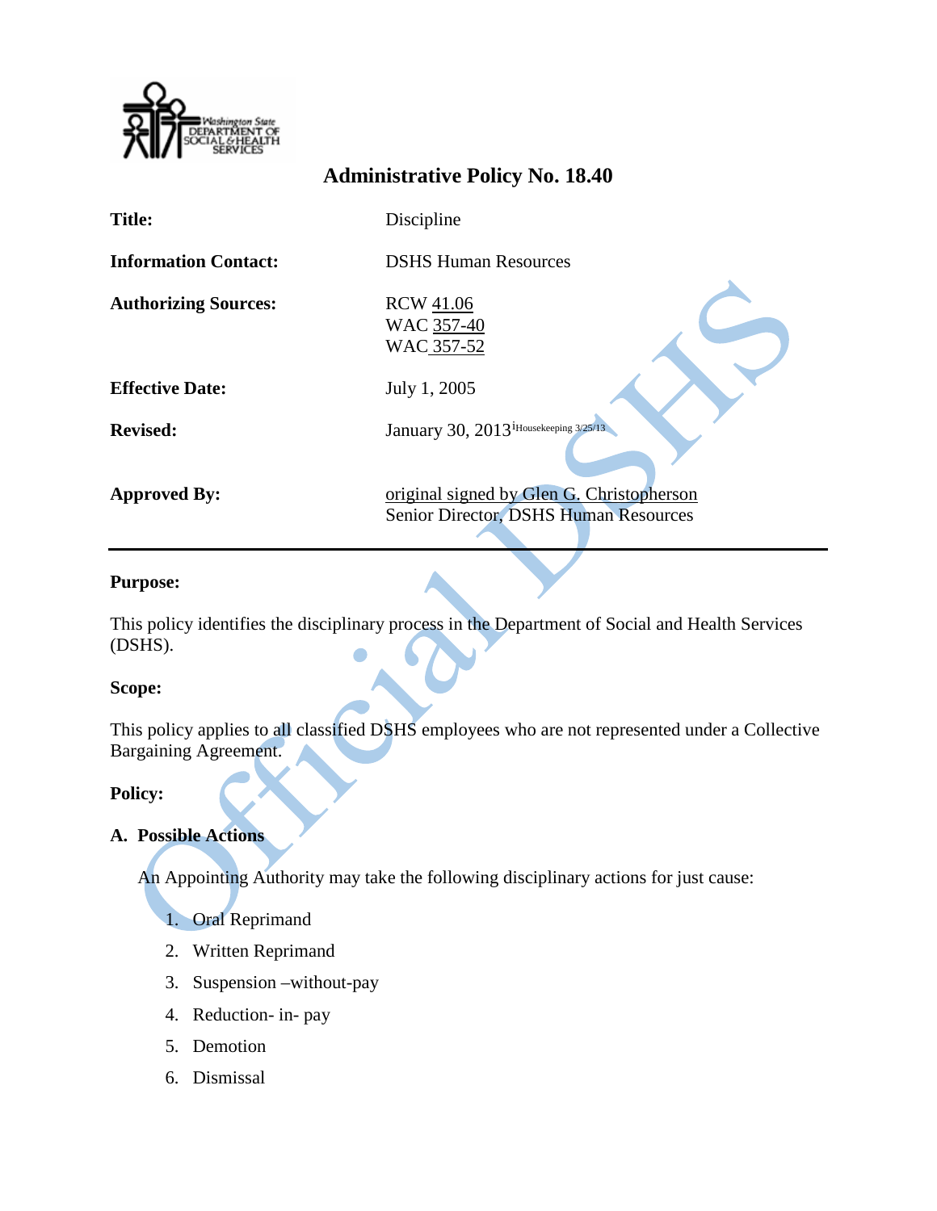# Administrative Policy No. 18.40

| | |
|---|---|
| **Title:** | Discipline |
| **Information Contact:** | DSHS Human Resources |
| **Authorizing Sources:** | RCW 41.06<br>WAC 357-40<br>WAC 357-52 |
| **Effective Date:** | July 1, 2005 |
| **Revised:** | January 30, 2013[i] Housekeeping 3/25/13 |
| **Approved By:** | original signed by Glen G. Christopherson<br>Senior Director, DSHS Human Resources |

---

**Purpose:**

This policy identifies the disciplinary process in the Department of Social and Health Services (DSHS).

**Scope:**

This policy applies to all classified DSHS employees who are not represented under a Collective Bargaining Agreement.

**Policy:**

**A. Possible Actions**

An Appointing Authority may take the following disciplinary actions for just cause:

1. Oral Reprimand
2. Written Reprimand
3. Suspension –without-pay
4. Reduction- in- pay
5. Demotion
6. Dismissal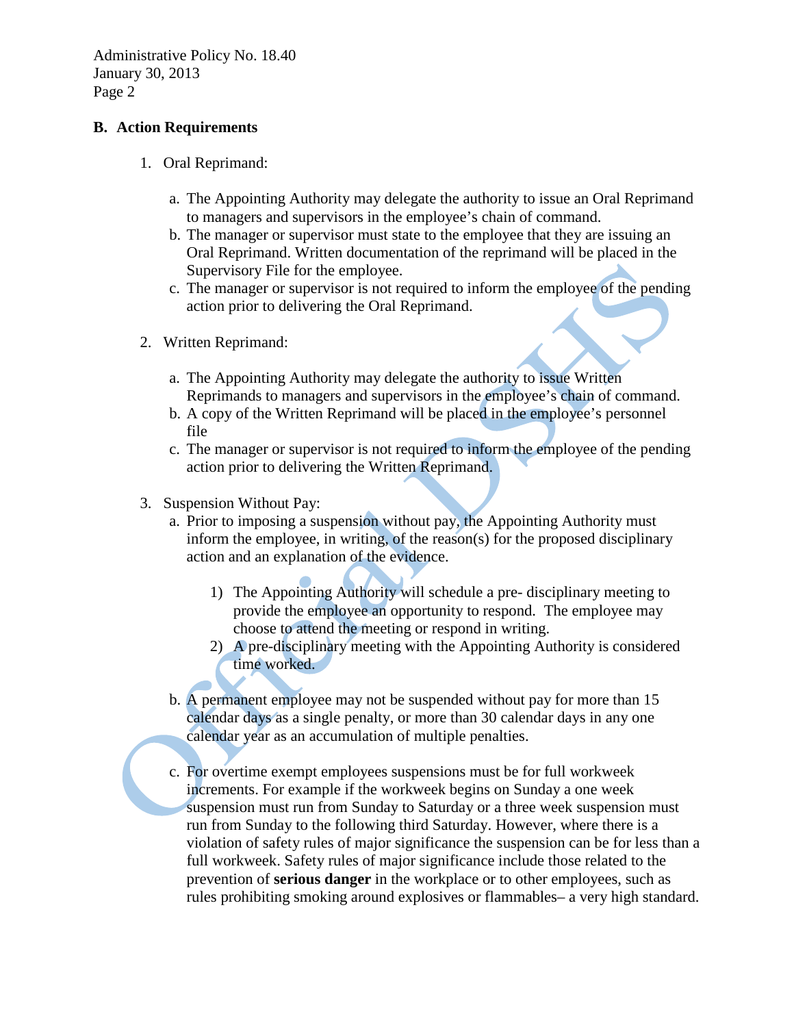## B. Action Requirements

1. Oral Reprimand:

   a. The Appointing Authority may delegate the authority to issue an Oral Reprimand to managers and supervisors in the employee's chain of command.
   b. The manager or supervisor must state to the employee that they are issuing an Oral Reprimand. Written documentation of the reprimand will be placed in the Supervisory File for the employee.
   c. The manager or supervisor is not required to inform the employee of the pending action prior to delivering the Oral Reprimand.

2. Written Reprimand:

   a. The Appointing Authority may delegate the authority to issue Written Reprimands to managers and supervisors in the employee's chain of command.
   b. A copy of the Written Reprimand will be placed in the employee's personnel file
   c. The manager or supervisor is not required to inform the employee of the pending action prior to delivering the Written Reprimand.

3. Suspension Without Pay:

   a. Prior to imposing a suspension without pay, the Appointing Authority must inform the employee, in writing, of the reason(s) for the proposed disciplinary action and an explanation of the evidence.

      1) The Appointing Authority will schedule a pre- disciplinary meeting to provide the employee an opportunity to respond. The employee may choose to attend the meeting or respond in writing.
      2) A pre-disciplinary meeting with the Appointing Authority is considered time worked.

   b. A permanent employee may not be suspended without pay for more than 15 calendar days as a single penalty, or more than 30 calendar days in any one calendar year as an accumulation of multiple penalties.

   c. For overtime exempt employees suspensions must be for full workweek increments. For example if the workweek begins on Sunday a one week suspension must run from Sunday to Saturday or a three week suspension must run from Sunday to the following third Saturday. However, where there is a violation of safety rules of major significance the suspension can be for less than a full workweek. Safety rules of major significance include those related to the prevention of **serious danger** in the workplace or to other employees, such as rules prohibiting smoking around explosives or flammables– a very high standard.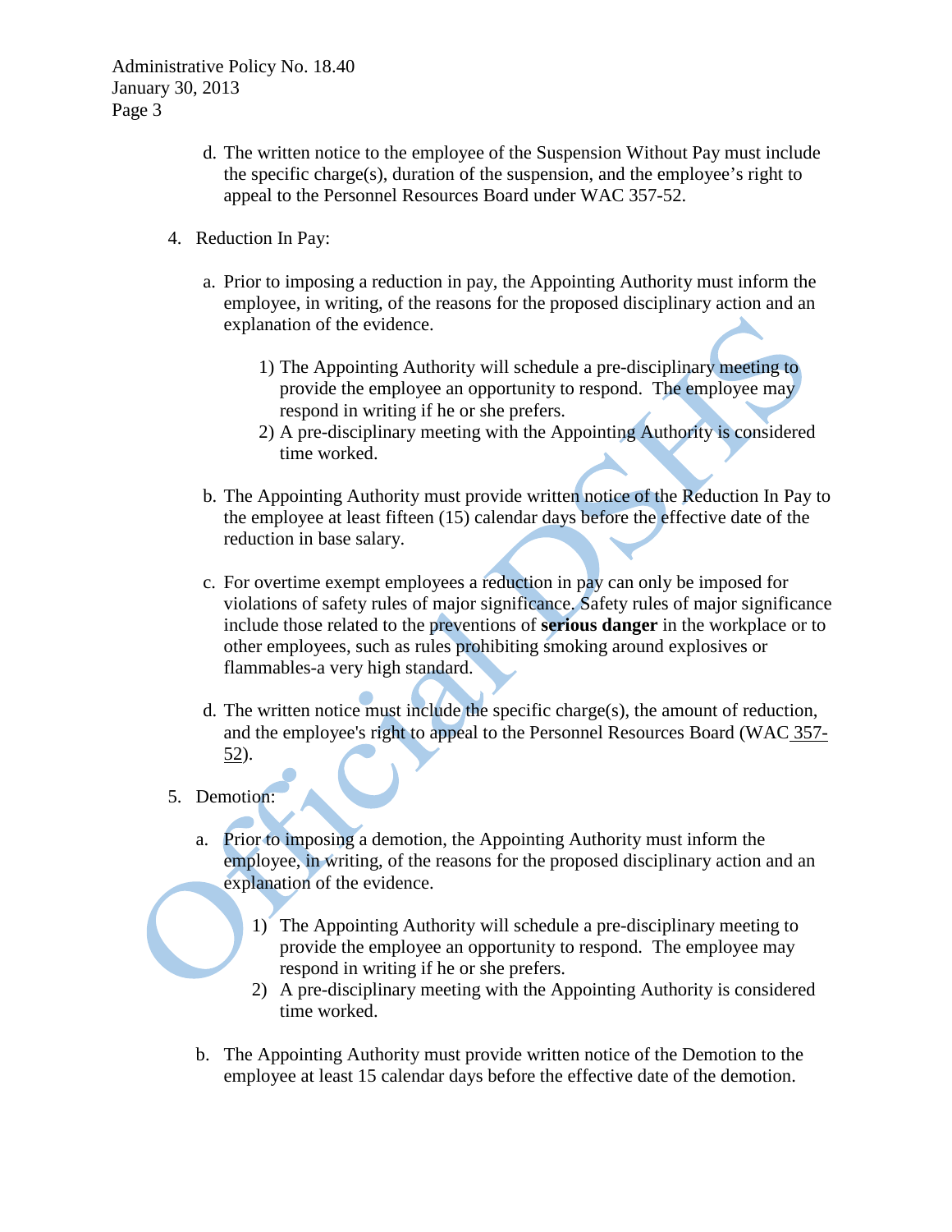d. The written notice to the employee of the Suspension Without Pay must include the specific charge(s), duration of the suspension, and the employee's right to appeal to the Personnel Resources Board under WAC 357-52.

4. Reduction In Pay:

   a. Prior to imposing a reduction in pay, the Appointing Authority must inform the employee, in writing, of the reasons for the proposed disciplinary action and an explanation of the evidence.

      1) The Appointing Authority will schedule a pre-disciplinary meeting to provide the employee an opportunity to respond. The employee may respond in writing if he or she prefers.
      2) A pre-disciplinary meeting with the Appointing Authority is considered time worked.

   b. The Appointing Authority must provide written notice of the Reduction In Pay to the employee at least fifteen (15) calendar days before the effective date of the reduction in base salary.

   c. For overtime exempt employees a reduction in pay can only be imposed for violations of safety rules of major significance. Safety rules of major significance include those related to the preventions of **serious danger** in the workplace or to other employees, such as rules prohibiting smoking around explosives or flammables-a very high standard.

   d. The written notice must include the specific charge(s), the amount of reduction, and the employee's right to appeal to the Personnel Resources Board (WAC 357-52).

5. Demotion:

   a. Prior to imposing a demotion, the Appointing Authority must inform the employee, in writing, of the reasons for the proposed disciplinary action and an explanation of the evidence.

      1) The Appointing Authority will schedule a pre-disciplinary meeting to provide the employee an opportunity to respond. The employee may respond in writing if he or she prefers.
      2) A pre-disciplinary meeting with the Appointing Authority is considered time worked.

   b. The Appointing Authority must provide written notice of the Demotion to the employee at least 15 calendar days before the effective date of the demotion.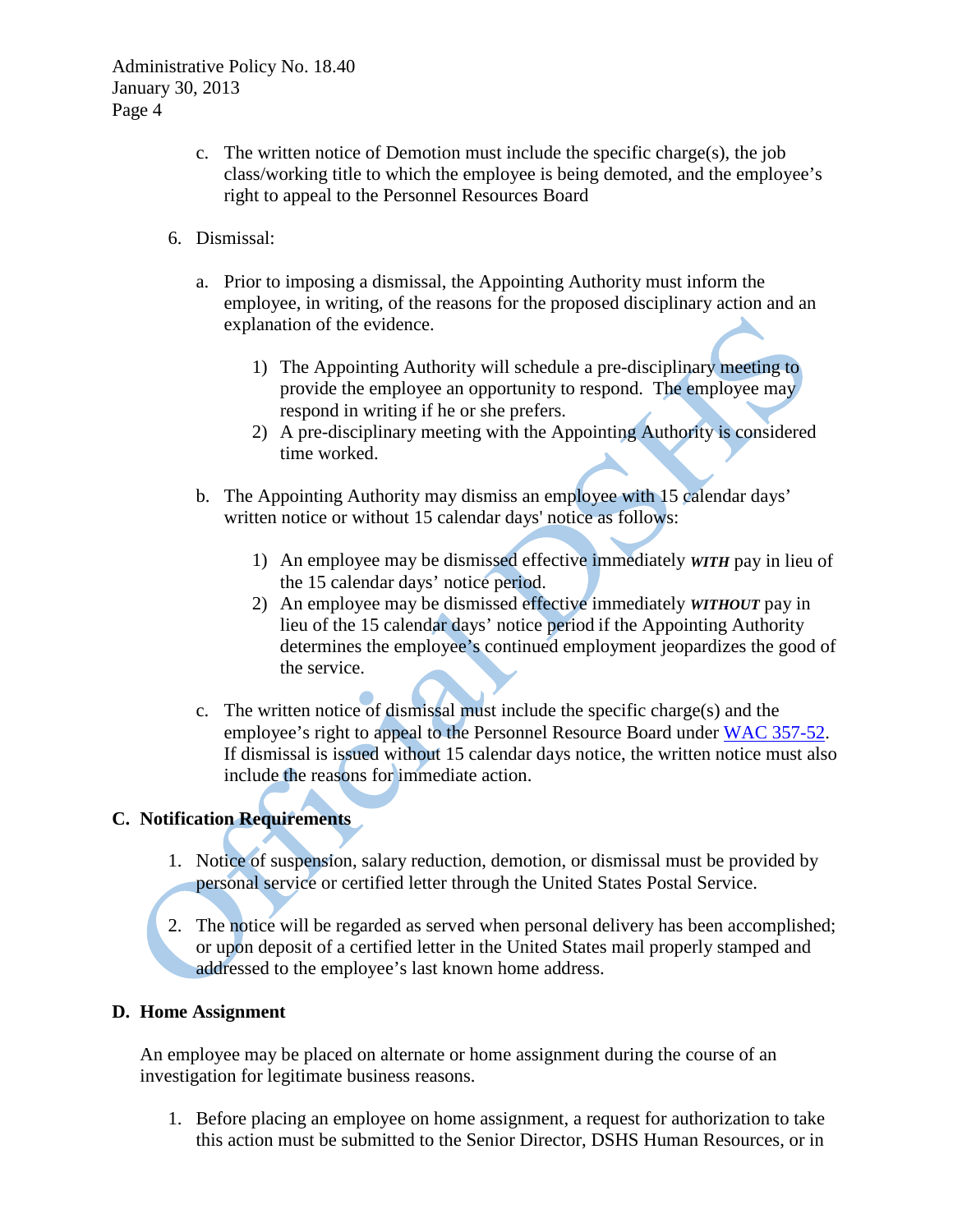c. The written notice of Demotion must include the specific charge(s), the job class/working title to which the employee is being demoted, and the employee's right to appeal to the Personnel Resources Board

6. Dismissal:

   a. Prior to imposing a dismissal, the Appointing Authority must inform the employee, in writing, of the reasons for the proposed disciplinary action and an explanation of the evidence.

      1) The Appointing Authority will schedule a pre-disciplinary meeting to provide the employee an opportunity to respond. The employee may respond in writing if he or she prefers.
      2) A pre-disciplinary meeting with the Appointing Authority is considered time worked.

   b. The Appointing Authority may dismiss an employee with 15 calendar days' written notice or without 15 calendar days' notice as follows:

      1) An employee may be dismissed effective immediately ***WITH*** pay in lieu of the 15 calendar days' notice period.
      2) An employee may be dismissed effective immediately ***WITHOUT*** pay in lieu of the 15 calendar days' notice period if the Appointing Authority determines the employee's continued employment jeopardizes the good of the service.

   c. The written notice of dismissal must include the specific charge(s) and the employee's right to appeal to the Personnel Resource Board under WAC 357-52. If dismissal is issued without 15 calendar days notice, the written notice must also include the reasons for immediate action.

## C. Notification Requirements

1. Notice of suspension, salary reduction, demotion, or dismissal must be provided by personal service or certified letter through the United States Postal Service.

2. The notice will be regarded as served when personal delivery has been accomplished; or upon deposit of a certified letter in the United States mail properly stamped and addressed to the employee's last known home address.

## D. Home Assignment

An employee may be placed on alternate or home assignment during the course of an investigation for legitimate business reasons.

1. Before placing an employee on home assignment, a request for authorization to take this action must be submitted to the Senior Director, DSHS Human Resources, or in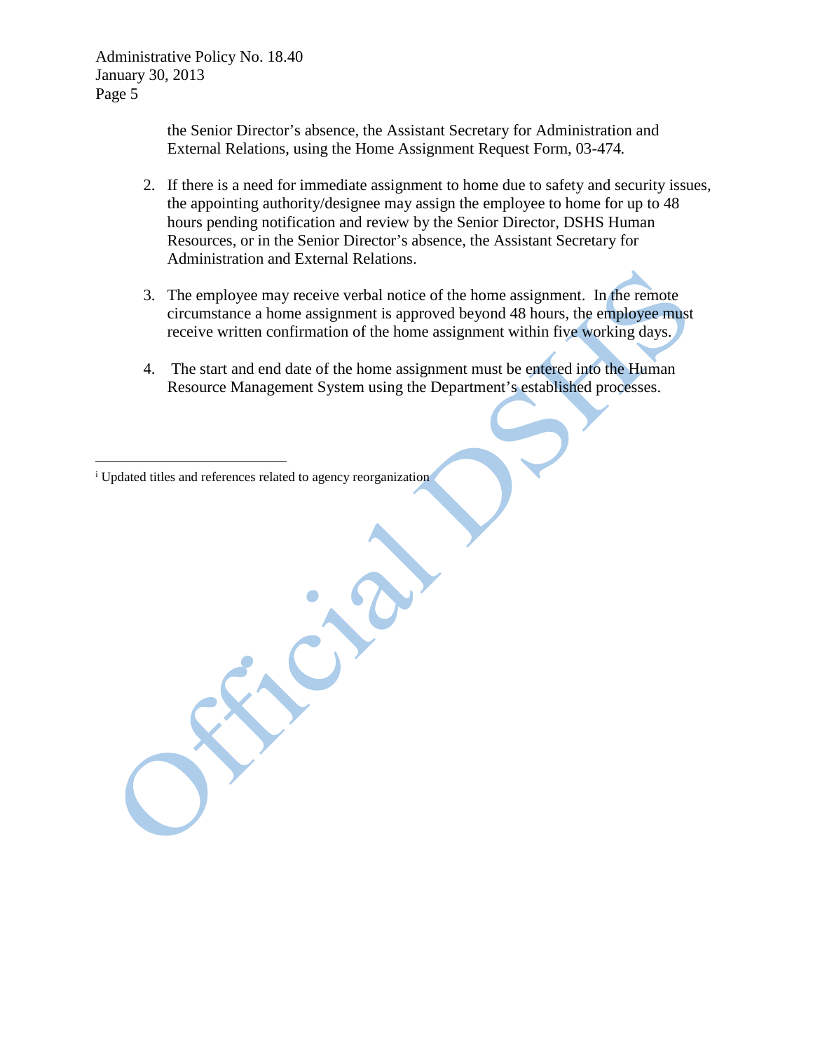the Senior Director's absence, the Assistant Secretary for Administration and External Relations, using the Home Assignment Request Form, 03-474.

2. If there is a need for immediate assignment to home due to safety and security issues, the appointing authority/designee may assign the employee to home for up to 48 hours pending notification and review by the Senior Director, DSHS Human Resources, or in the Senior Director's absence, the Assistant Secretary for Administration and External Relations.

3. The employee may receive verbal notice of the home assignment. In the remote circumstance a home assignment is approved beyond 48 hours, the employee must receive written confirmation of the home assignment within five working days.

4. The start and end date of the home assignment must be entered into the Human Resource Management System using the Department's established processes.

---

[i] Updated titles and references related to agency reorganization